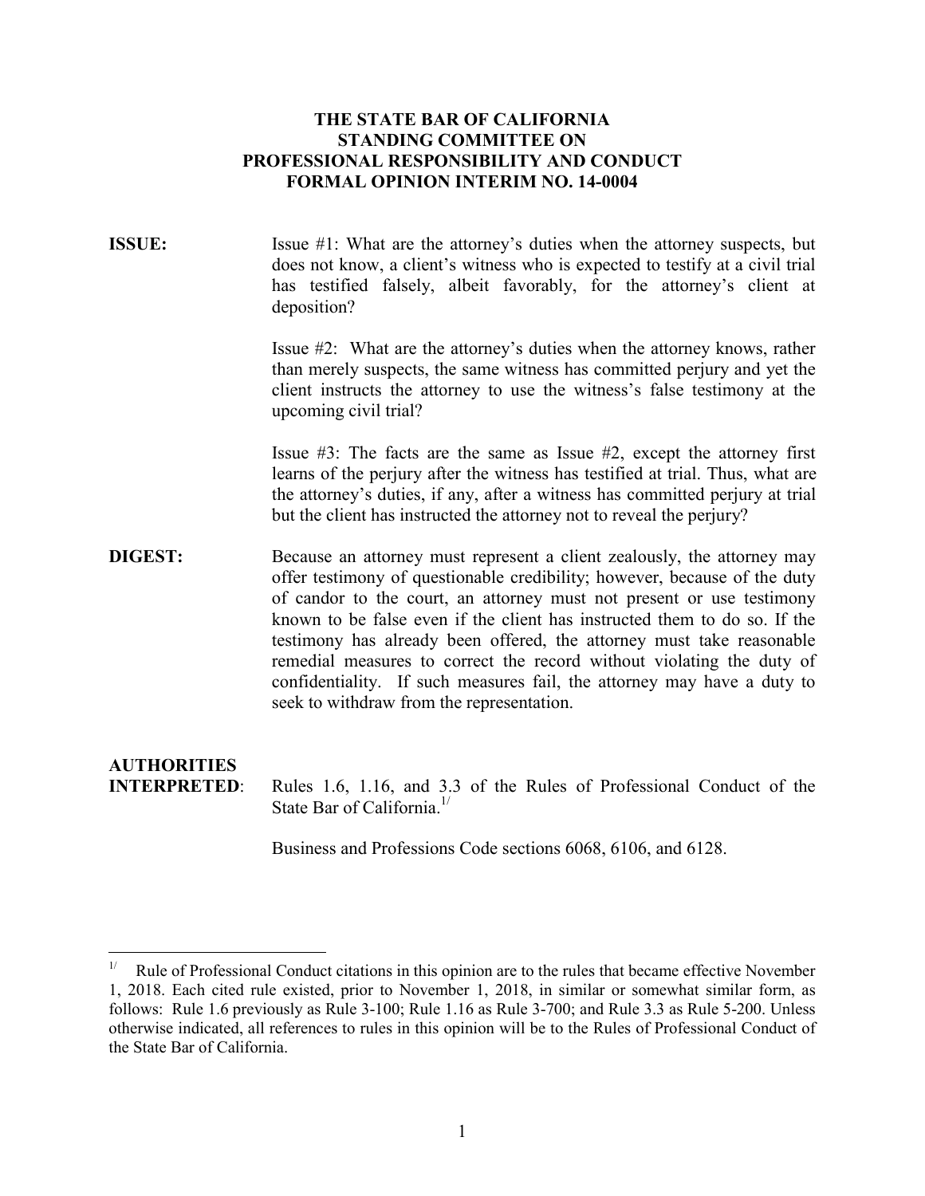**THE STATE BAR OF CALIFORNIA**
**STANDING COMMITTEE ON**
**PROFESSIONAL RESPONSIBILITY AND CONDUCT**
**FORMAL OPINION INTERIM NO. 14-0004**

**ISSUE:** Issue #1: What are the attorney's duties when the attorney suspects, but does not know, a client's witness who is expected to testify at a civil trial has testified falsely, albeit favorably, for the attorney's client at deposition?

Issue #2: What are the attorney's duties when the attorney knows, rather than merely suspects, the same witness has committed perjury and yet the client instructs the attorney to use the witness's false testimony at the upcoming civil trial?

Issue #3: The facts are the same as Issue #2, except the attorney first learns of the perjury after the witness has testified at trial. Thus, what are the attorney's duties, if any, after a witness has committed perjury at trial but the client has instructed the attorney not to reveal the perjury?

**DIGEST:** Because an attorney must represent a client zealously, the attorney may offer testimony of questionable credibility; however, because of the duty of candor to the court, an attorney must not present or use testimony known to be false even if the client has instructed them to do so. If the testimony has already been offered, the attorney must take reasonable remedial measures to correct the record without violating the duty of confidentiality. If such measures fail, the attorney may have a duty to seek to withdraw from the representation.

**AUTHORITIES INTERPRETED:** Rules 1.6, 1.16, and 3.3 of the Rules of Professional Conduct of the State Bar of California.[1]

Business and Professions Code sections 6068, 6106, and 6128.

---

[1] Rule of Professional Conduct citations in this opinion are to the rules that became effective November 1, 2018. Each cited rule existed, prior to November 1, 2018, in similar or somewhat similar form, as follows: Rule 1.6 previously as Rule 3-100; Rule 1.16 as Rule 3-700; and Rule 3.3 as Rule 5-200. Unless otherwise indicated, all references to rules in this opinion will be to the Rules of Professional Conduct of the State Bar of California.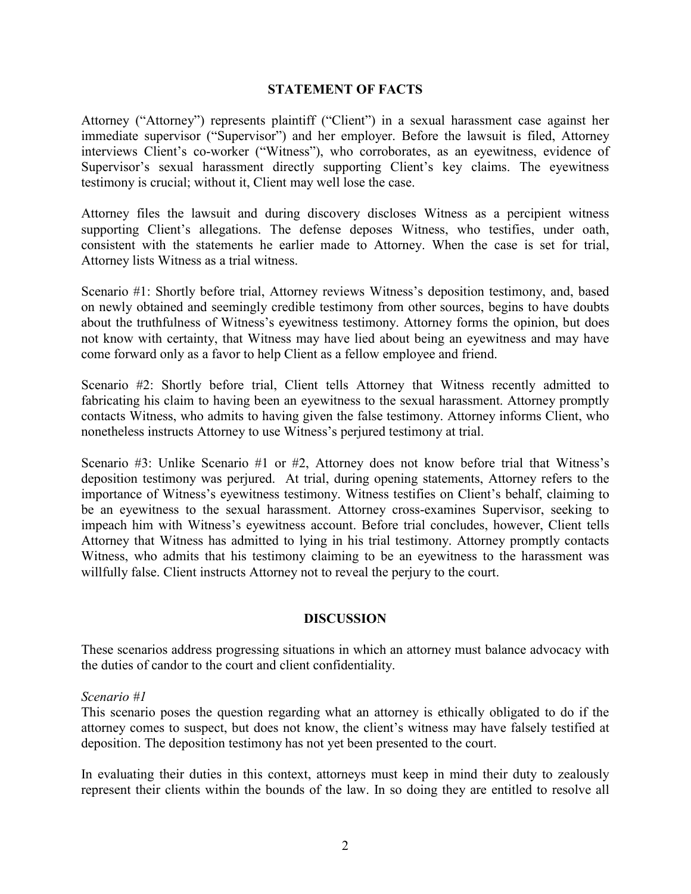## STATEMENT OF FACTS

Attorney ("Attorney") represents plaintiff ("Client") in a sexual harassment case against her immediate supervisor ("Supervisor") and her employer. Before the lawsuit is filed, Attorney interviews Client's co-worker ("Witness"), who corroborates, as an eyewitness, evidence of Supervisor's sexual harassment directly supporting Client's key claims. The eyewitness testimony is crucial; without it, Client may well lose the case.

Attorney files the lawsuit and during discovery discloses Witness as a percipient witness supporting Client's allegations. The defense deposes Witness, who testifies, under oath, consistent with the statements he earlier made to Attorney. When the case is set for trial, Attorney lists Witness as a trial witness.

Scenario #1: Shortly before trial, Attorney reviews Witness's deposition testimony, and, based on newly obtained and seemingly credible testimony from other sources, begins to have doubts about the truthfulness of Witness's eyewitness testimony. Attorney forms the opinion, but does not know with certainty, that Witness may have lied about being an eyewitness and may have come forward only as a favor to help Client as a fellow employee and friend.

Scenario #2: Shortly before trial, Client tells Attorney that Witness recently admitted to fabricating his claim to having been an eyewitness to the sexual harassment. Attorney promptly contacts Witness, who admits to having given the false testimony. Attorney informs Client, who nonetheless instructs Attorney to use Witness's perjured testimony at trial.

Scenario #3: Unlike Scenario #1 or #2, Attorney does not know before trial that Witness's deposition testimony was perjured. At trial, during opening statements, Attorney refers to the importance of Witness's eyewitness testimony. Witness testifies on Client's behalf, claiming to be an eyewitness to the sexual harassment. Attorney cross-examines Supervisor, seeking to impeach him with Witness's eyewitness account. Before trial concludes, however, Client tells Attorney that Witness has admitted to lying in his trial testimony. Attorney promptly contacts Witness, who admits that his testimony claiming to be an eyewitness to the harassment was willfully false. Client instructs Attorney not to reveal the perjury to the court.

## DISCUSSION

These scenarios address progressing situations in which an attorney must balance advocacy with the duties of candor to the court and client confidentiality.

*Scenario #1*

This scenario poses the question regarding what an attorney is ethically obligated to do if the attorney comes to suspect, but does not know, the client's witness may have falsely testified at deposition. The deposition testimony has not yet been presented to the court.

In evaluating their duties in this context, attorneys must keep in mind their duty to zealously represent their clients within the bounds of the law. In so doing they are entitled to resolve all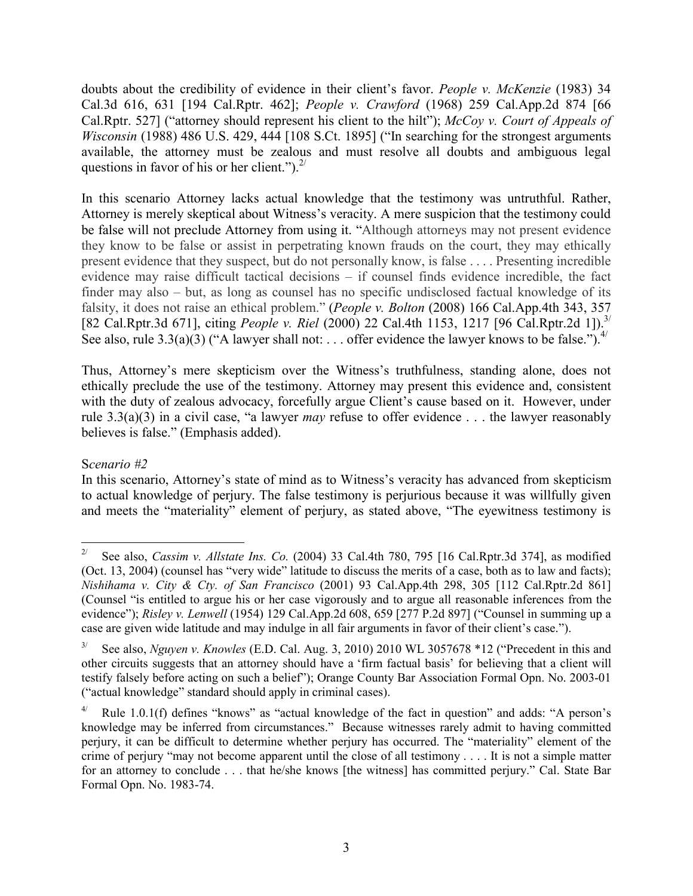doubts about the credibility of evidence in their client's favor. *People v. McKenzie* (1983) 34 Cal.3d 616, 631 [194 Cal.Rptr. 462]; *People v. Crawford* (1968) 259 Cal.App.2d 874 [66 Cal.Rptr. 527] ("attorney should represent his client to the hilt"); *McCoy v. Court of Appeals of Wisconsin* (1988) 486 U.S. 429, 444 [108 S.Ct. 1895] ("In searching for the strongest arguments available, the attorney must be zealous and must resolve all doubts and ambiguous legal questions in favor of his or her client.").[2/]

In this scenario Attorney lacks actual knowledge that the testimony was untruthful. Rather, Attorney is merely skeptical about Witness's veracity. A mere suspicion that the testimony could be false will not preclude Attorney from using it. "Although attorneys may not present evidence they know to be false or assist in perpetrating known frauds on the court, they may ethically present evidence that they suspect, but do not personally know, is false . . . . Presenting incredible evidence may raise difficult tactical decisions – if counsel finds evidence incredible, the fact finder may also – but, as long as counsel has no specific undisclosed factual knowledge of its falsity, it does not raise an ethical problem." (*People v. Bolton* (2008) 166 Cal.App.4th 343, 357 [82 Cal.Rptr.3d 671], citing *People v. Riel* (2000) 22 Cal.4th 1153, 1217 [96 Cal.Rptr.2d 1]).[3/] See also, rule 3.3(a)(3) ("A lawyer shall not: . . . offer evidence the lawyer knows to be false.").[4/]

Thus, Attorney's mere skepticism over the Witness's truthfulness, standing alone, does not ethically preclude the use of the testimony. Attorney may present this evidence and, consistent with the duty of zealous advocacy, forcefully argue Client's cause based on it. However, under rule 3.3(a)(3) in a civil case, "a lawyer *may* refuse to offer evidence . . . the lawyer reasonably believes is false." (Emphasis added).

S*cenario #2*

In this scenario, Attorney's state of mind as to Witness's veracity has advanced from skepticism to actual knowledge of perjury. The false testimony is perjurious because it was willfully given and meets the "materiality" element of perjury, as stated above, "The eyewitness testimony is

---

[2/] See also, *Cassim v. Allstate Ins. Co.* (2004) 33 Cal.4th 780, 795 [16 Cal.Rptr.3d 374], as modified (Oct. 13, 2004) (counsel has "very wide" latitude to discuss the merits of a case, both as to law and facts); *Nishihama v. City & Cty. of San Francisco* (2001) 93 Cal.App.4th 298, 305 [112 Cal.Rptr.2d 861] (Counsel "is entitled to argue his or her case vigorously and to argue all reasonable inferences from the evidence"); *Risley v. Lenwell* (1954) 129 Cal.App.2d 608, 659 [277 P.2d 897] ("Counsel in summing up a case are given wide latitude and may indulge in all fair arguments in favor of their client's case.").

[3/] See also, *Nguyen v. Knowles* (E.D. Cal. Aug. 3, 2010) 2010 WL 3057678 *12 ("Precedent in this and other circuits suggests that an attorney should have a 'firm factual basis' for believing that a client will testify falsely before acting on such a belief"); Orange County Bar Association Formal Opn. No. 2003-01 ("actual knowledge" standard should apply in criminal cases).

[4/] Rule 1.0.1(f) defines "knows" as "actual knowledge of the fact in question" and adds: "A person's knowledge may be inferred from circumstances." Because witnesses rarely admit to having committed perjury, it can be difficult to determine whether perjury has occurred. The "materiality" element of the crime of perjury "may not become apparent until the close of all testimony . . . . It is not a simple matter for an attorney to conclude . . . that he/she knows [the witness] has committed perjury." Cal. State Bar Formal Opn. No. 1983-74.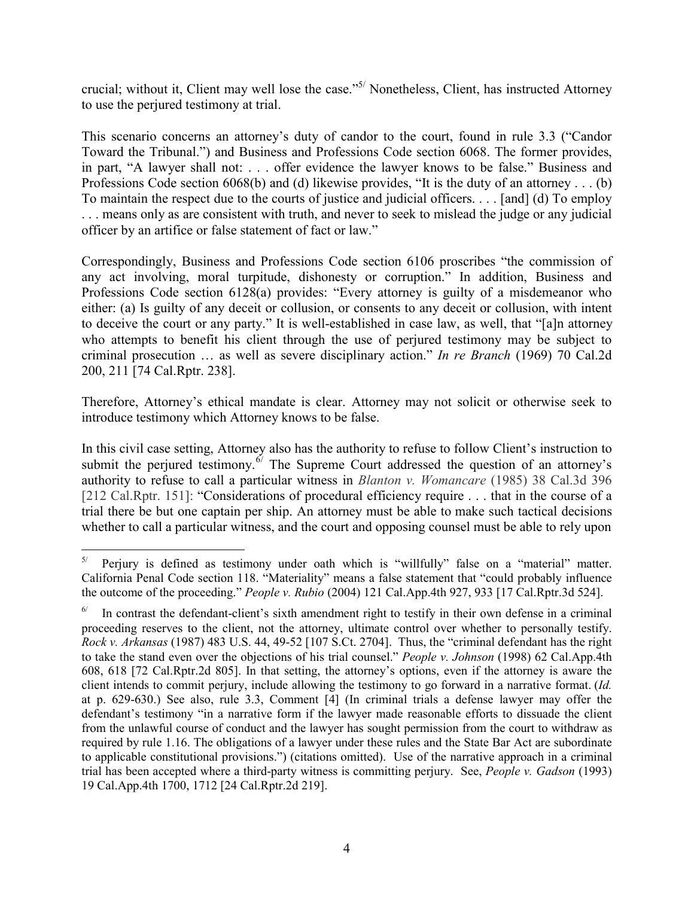crucial; without it, Client may well lose the case."[5] Nonetheless, Client, has instructed Attorney to use the perjured testimony at trial.

This scenario concerns an attorney's duty of candor to the court, found in rule 3.3 ("Candor Toward the Tribunal.") and Business and Professions Code section 6068. The former provides, in part, "A lawyer shall not: . . . offer evidence the lawyer knows to be false." Business and Professions Code section 6068(b) and (d) likewise provides, "It is the duty of an attorney . . . (b) To maintain the respect due to the courts of justice and judicial officers. . . . [and] (d) To employ . . . means only as are consistent with truth, and never to seek to mislead the judge or any judicial officer by an artifice or false statement of fact or law."

Correspondingly, Business and Professions Code section 6106 proscribes "the commission of any act involving, moral turpitude, dishonesty or corruption." In addition, Business and Professions Code section 6128(a) provides: "Every attorney is guilty of a misdemeanor who either: (a) Is guilty of any deceit or collusion, or consents to any deceit or collusion, with intent to deceive the court or any party." It is well-established in case law, as well, that "[a]n attorney who attempts to benefit his client through the use of perjured testimony may be subject to criminal prosecution … as well as severe disciplinary action." *In re Branch* (1969) 70 Cal.2d 200, 211 [74 Cal.Rptr. 238].

Therefore, Attorney's ethical mandate is clear. Attorney may not solicit or otherwise seek to introduce testimony which Attorney knows to be false.

In this civil case setting, Attorney also has the authority to refuse to follow Client's instruction to submit the perjured testimony.[6] The Supreme Court addressed the question of an attorney's authority to refuse to call a particular witness in *Blanton v. Womancare* (1985) 38 Cal.3d 396 [212 Cal.Rptr. 151]: "Considerations of procedural efficiency require . . . that in the course of a trial there be but one captain per ship. An attorney must be able to make such tactical decisions whether to call a particular witness, and the court and opposing counsel must be able to rely upon

---

[5] Perjury is defined as testimony under oath which is "willfully" false on a "material" matter. California Penal Code section 118. "Materiality" means a false statement that "could probably influence the outcome of the proceeding." *People v. Rubio* (2004) 121 Cal.App.4th 927, 933 [17 Cal.Rptr.3d 524].

[6] In contrast the defendant-client's sixth amendment right to testify in their own defense in a criminal proceeding reserves to the client, not the attorney, ultimate control over whether to personally testify. *Rock v. Arkansas* (1987) 483 U.S. 44, 49-52 [107 S.Ct. 2704]. Thus, the "criminal defendant has the right to take the stand even over the objections of his trial counsel." *People v. Johnson* (1998) 62 Cal.App.4th 608, 618 [72 Cal.Rptr.2d 805]. In that setting, the attorney's options, even if the attorney is aware the client intends to commit perjury, include allowing the testimony to go forward in a narrative format. (*Id.* at p. 629-630.) See also, rule 3.3, Comment [4] (In criminal trials a defense lawyer may offer the defendant's testimony "in a narrative form if the lawyer made reasonable efforts to dissuade the client from the unlawful course of conduct and the lawyer has sought permission from the court to withdraw as required by rule 1.16. The obligations of a lawyer under these rules and the State Bar Act are subordinate to applicable constitutional provisions.") (citations omitted). Use of the narrative approach in a criminal trial has been accepted where a third-party witness is committing perjury. See, *People v. Gadson* (1993) 19 Cal.App.4th 1700, 1712 [24 Cal.Rptr.2d 219].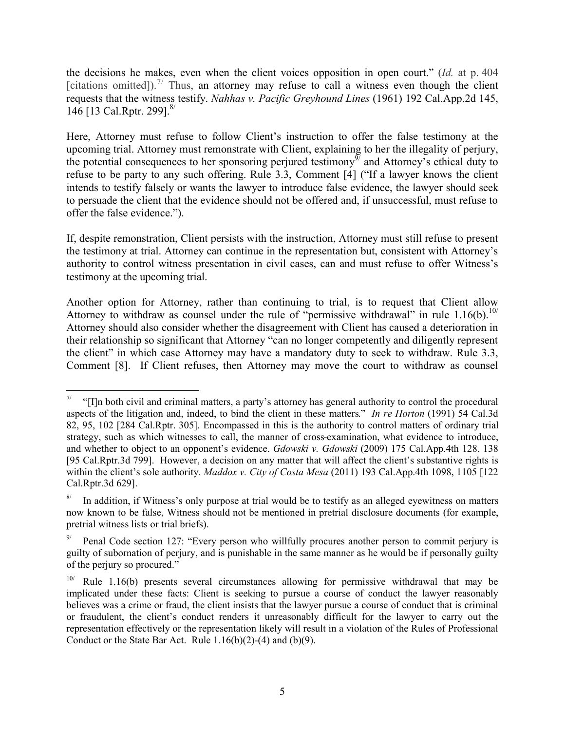the decisions he makes, even when the client voices opposition in open court." (*Id.* at p. 404 [citations omitted]).[7] Thus, an attorney may refuse to call a witness even though the client requests that the witness testify. *Nahhas v. Pacific Greyhound Lines* (1961) 192 Cal.App.2d 145, 146 [13 Cal.Rptr. 299].[8]

Here, Attorney must refuse to follow Client's instruction to offer the false testimony at the upcoming trial. Attorney must remonstrate with Client, explaining to her the illegality of perjury, the potential consequences to her sponsoring perjured testimony[9] and Attorney's ethical duty to refuse to be party to any such offering. Rule 3.3, Comment [4] ("If a lawyer knows the client intends to testify falsely or wants the lawyer to introduce false evidence, the lawyer should seek to persuade the client that the evidence should not be offered and, if unsuccessful, must refuse to offer the false evidence.").

If, despite remonstration, Client persists with the instruction, Attorney must still refuse to present the testimony at trial. Attorney can continue in the representation but, consistent with Attorney's authority to control witness presentation in civil cases, can and must refuse to offer Witness's testimony at the upcoming trial.

Another option for Attorney, rather than continuing to trial, is to request that Client allow Attorney to withdraw as counsel under the rule of "permissive withdrawal" in rule 1.16(b).[10] Attorney should also consider whether the disagreement with Client has caused a deterioration in their relationship so significant that Attorney "can no longer competently and diligently represent the client" in which case Attorney may have a mandatory duty to seek to withdraw. Rule 3.3, Comment [8]. If Client refuses, then Attorney may move the court to withdraw as counsel

---

[7] "[I]n both civil and criminal matters, a party's attorney has general authority to control the procedural aspects of the litigation and, indeed, to bind the client in these matters." *In re Horton* (1991) 54 Cal.3d 82, 95, 102 [284 Cal.Rptr. 305]. Encompassed in this is the authority to control matters of ordinary trial strategy, such as which witnesses to call, the manner of cross-examination, what evidence to introduce, and whether to object to an opponent's evidence. *Gdowski v. Gdowski* (2009) 175 Cal.App.4th 128, 138 [95 Cal.Rptr.3d 799]. However, a decision on any matter that will affect the client's substantive rights is within the client's sole authority. *Maddox v. City of Costa Mesa* (2011) 193 Cal.App.4th 1098, 1105 [122 Cal.Rptr.3d 629].

[8] In addition, if Witness's only purpose at trial would be to testify as an alleged eyewitness on matters now known to be false, Witness should not be mentioned in pretrial disclosure documents (for example, pretrial witness lists or trial briefs).

[9] Penal Code section 127: "Every person who willfully procures another person to commit perjury is guilty of subornation of perjury, and is punishable in the same manner as he would be if personally guilty of the perjury so procured."

[10] Rule 1.16(b) presents several circumstances allowing for permissive withdrawal that may be implicated under these facts: Client is seeking to pursue a course of conduct the lawyer reasonably believes was a crime or fraud, the client insists that the lawyer pursue a course of conduct that is criminal or fraudulent, the client's conduct renders it unreasonably difficult for the lawyer to carry out the representation effectively or the representation likely will result in a violation of the Rules of Professional Conduct or the State Bar Act. Rule 1.16(b)(2)-(4) and (b)(9).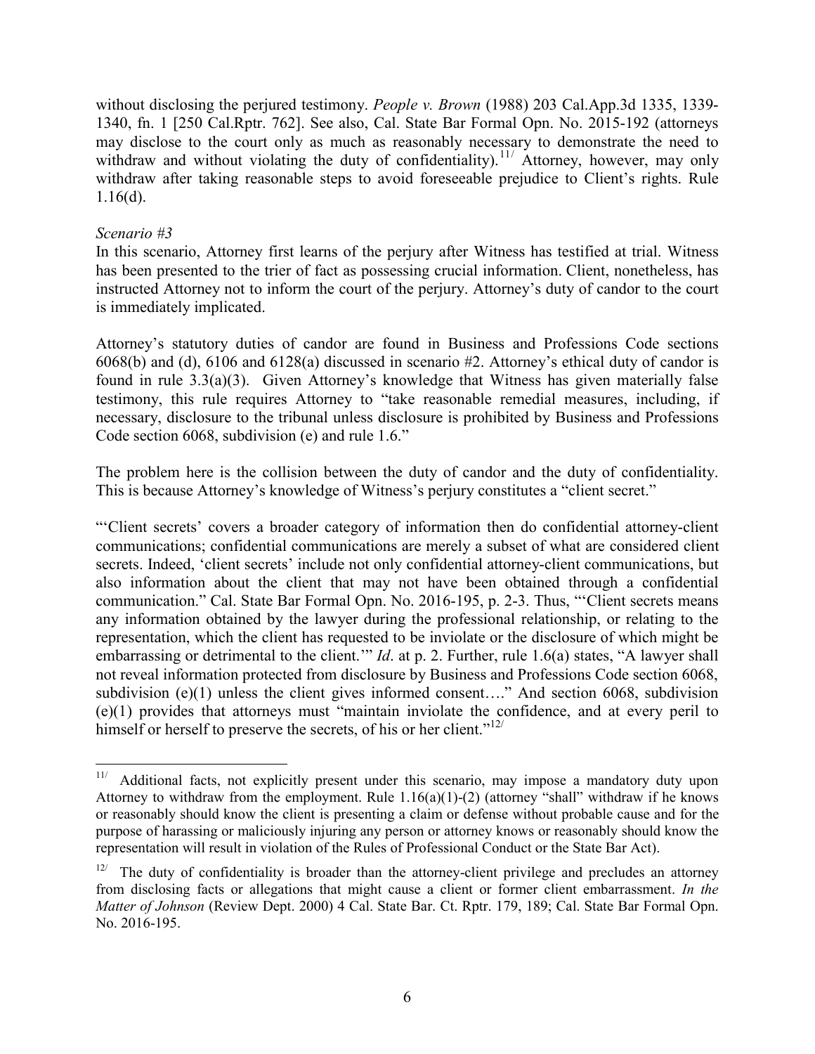without disclosing the perjured testimony. *People v. Brown* (1988) 203 Cal.App.3d 1335, 1339-1340, fn. 1 [250 Cal.Rptr. 762]. See also, Cal. State Bar Formal Opn. No. 2015-192 (attorneys may disclose to the court only as much as reasonably necessary to demonstrate the need to withdraw and without violating the duty of confidentiality).[11/] Attorney, however, may only withdraw after taking reasonable steps to avoid foreseeable prejudice to Client's rights. Rule 1.16(d).

*Scenario #3*

In this scenario, Attorney first learns of the perjury after Witness has testified at trial. Witness has been presented to the trier of fact as possessing crucial information. Client, nonetheless, has instructed Attorney not to inform the court of the perjury. Attorney's duty of candor to the court is immediately implicated.

Attorney's statutory duties of candor are found in Business and Professions Code sections 6068(b) and (d), 6106 and 6128(a) discussed in scenario #2. Attorney's ethical duty of candor is found in rule 3.3(a)(3). Given Attorney's knowledge that Witness has given materially false testimony, this rule requires Attorney to "take reasonable remedial measures, including, if necessary, disclosure to the tribunal unless disclosure is prohibited by Business and Professions Code section 6068, subdivision (e) and rule 1.6."

The problem here is the collision between the duty of candor and the duty of confidentiality. This is because Attorney's knowledge of Witness's perjury constitutes a "client secret."

"'Client secrets' covers a broader category of information then do confidential attorney-client communications; confidential communications are merely a subset of what are considered client secrets. Indeed, 'client secrets' include not only confidential attorney-client communications, but also information about the client that may not have been obtained through a confidential communication." Cal. State Bar Formal Opn. No. 2016-195, p. 2-3. Thus, "'Client secrets means any information obtained by the lawyer during the professional relationship, or relating to the representation, which the client has requested to be inviolate or the disclosure of which might be embarrassing or detrimental to the client.'" *Id*. at p. 2. Further, rule 1.6(a) states, "A lawyer shall not reveal information protected from disclosure by Business and Professions Code section 6068, subdivision (e)(1) unless the client gives informed consent…." And section 6068, subdivision (e)(1) provides that attorneys must "maintain inviolate the confidence, and at every peril to himself or herself to preserve the secrets, of his or her client."[12/]

---

[11/] Additional facts, not explicitly present under this scenario, may impose a mandatory duty upon Attorney to withdraw from the employment. Rule 1.16(a)(1)-(2) (attorney "shall" withdraw if he knows or reasonably should know the client is presenting a claim or defense without probable cause and for the purpose of harassing or maliciously injuring any person or attorney knows or reasonably should know the representation will result in violation of the Rules of Professional Conduct or the State Bar Act).

[12/] The duty of confidentiality is broader than the attorney-client privilege and precludes an attorney from disclosing facts or allegations that might cause a client or former client embarrassment. *In the Matter of Johnson* (Review Dept. 2000) 4 Cal. State Bar. Ct. Rptr. 179, 189; Cal. State Bar Formal Opn. No. 2016-195.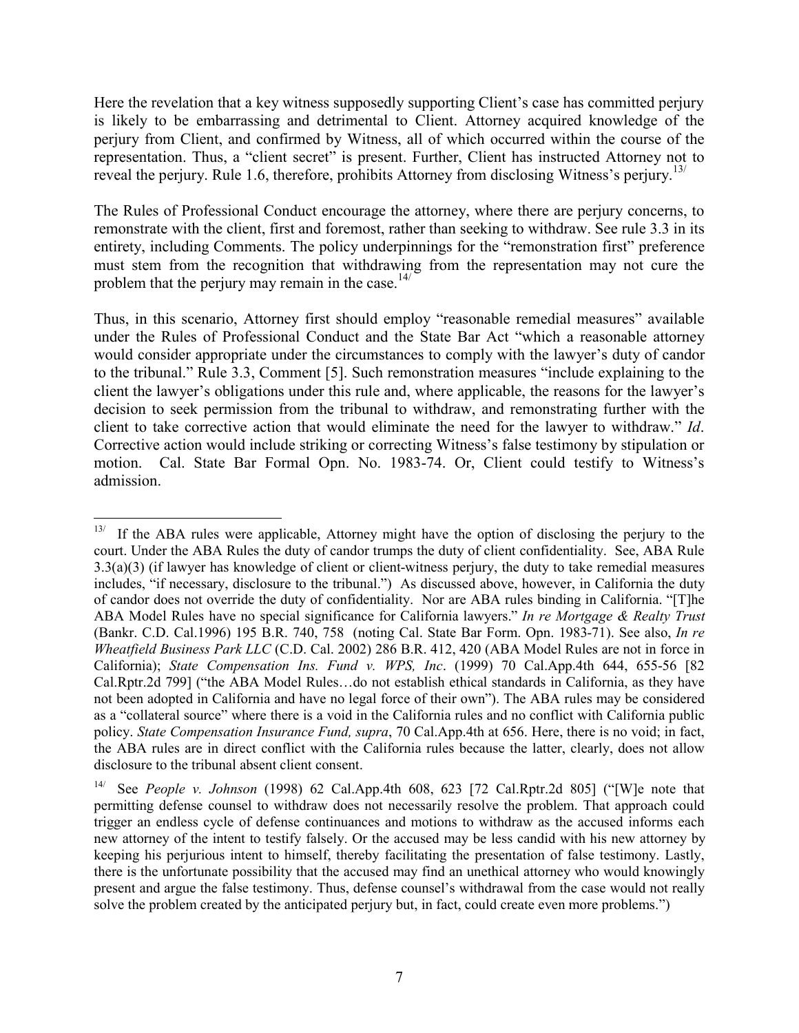Here the revelation that a key witness supposedly supporting Client's case has committed perjury is likely to be embarrassing and detrimental to Client. Attorney acquired knowledge of the perjury from Client, and confirmed by Witness, all of which occurred within the course of the representation. Thus, a "client secret" is present. Further, Client has instructed Attorney not to reveal the perjury. Rule 1.6, therefore, prohibits Attorney from disclosing Witness's perjury.[13/]

The Rules of Professional Conduct encourage the attorney, where there are perjury concerns, to remonstrate with the client, first and foremost, rather than seeking to withdraw. See rule 3.3 in its entirety, including Comments. The policy underpinnings for the "remonstration first" preference must stem from the recognition that withdrawing from the representation may not cure the problem that the perjury may remain in the case.[14/]

Thus, in this scenario, Attorney first should employ "reasonable remedial measures" available under the Rules of Professional Conduct and the State Bar Act "which a reasonable attorney would consider appropriate under the circumstances to comply with the lawyer's duty of candor to the tribunal." Rule 3.3, Comment [5]. Such remonstration measures "include explaining to the client the lawyer's obligations under this rule and, where applicable, the reasons for the lawyer's decision to seek permission from the tribunal to withdraw, and remonstrating further with the client to take corrective action that would eliminate the need for the lawyer to withdraw." *Id*. Corrective action would include striking or correcting Witness's false testimony by stipulation or motion. Cal. State Bar Formal Opn. No. 1983-74. Or, Client could testify to Witness's admission.

---

[13/] If the ABA rules were applicable, Attorney might have the option of disclosing the perjury to the court. Under the ABA Rules the duty of candor trumps the duty of client confidentiality. See, ABA Rule 3.3(a)(3) (if lawyer has knowledge of client or client-witness perjury, the duty to take remedial measures includes, "if necessary, disclosure to the tribunal.") As discussed above, however, in California the duty of candor does not override the duty of confidentiality. Nor are ABA rules binding in California. "[T]he ABA Model Rules have no special significance for California lawyers." *In re Mortgage & Realty Trust* (Bankr. C.D. Cal.1996) 195 B.R. 740, 758 (noting Cal. State Bar Form. Opn. 1983-71). See also, *In re Wheatfield Business Park LLC* (C.D. Cal. 2002) 286 B.R. 412, 420 (ABA Model Rules are not in force in California); *State Compensation Ins. Fund v. WPS, Inc*. (1999) 70 Cal.App.4th 644, 655-56 [82 Cal.Rptr.2d 799] ("the ABA Model Rules…do not establish ethical standards in California, as they have not been adopted in California and have no legal force of their own"). The ABA rules may be considered as a "collateral source" where there is a void in the California rules and no conflict with California public policy. *State Compensation Insurance Fund, supra*, 70 Cal.App.4th at 656. Here, there is no void; in fact, the ABA rules are in direct conflict with the California rules because the latter, clearly, does not allow disclosure to the tribunal absent client consent.

[14/] See *People v. Johnson* (1998) 62 Cal.App.4th 608, 623 [72 Cal.Rptr.2d 805] ("[W]e note that permitting defense counsel to withdraw does not necessarily resolve the problem. That approach could trigger an endless cycle of defense continuances and motions to withdraw as the accused informs each new attorney of the intent to testify falsely. Or the accused may be less candid with his new attorney by keeping his perjurious intent to himself, thereby facilitating the presentation of false testimony. Lastly, there is the unfortunate possibility that the accused may find an unethical attorney who would knowingly present and argue the false testimony. Thus, defense counsel's withdrawal from the case would not really solve the problem created by the anticipated perjury but, in fact, could create even more problems.")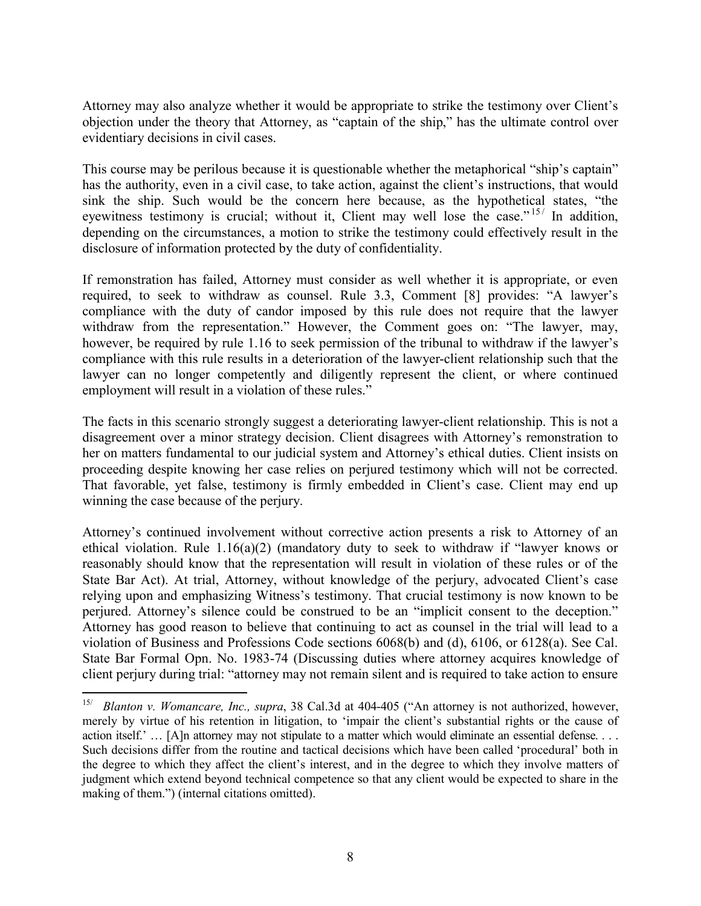Attorney may also analyze whether it would be appropriate to strike the testimony over Client's objection under the theory that Attorney, as "captain of the ship," has the ultimate control over evidentiary decisions in civil cases.

This course may be perilous because it is questionable whether the metaphorical "ship's captain" has the authority, even in a civil case, to take action, against the client's instructions, that would sink the ship. Such would be the concern here because, as the hypothetical states, "the eyewitness testimony is crucial; without it, Client may well lose the case."[15/] In addition, depending on the circumstances, a motion to strike the testimony could effectively result in the disclosure of information protected by the duty of confidentiality.

If remonstration has failed, Attorney must consider as well whether it is appropriate, or even required, to seek to withdraw as counsel. Rule 3.3, Comment [8] provides: "A lawyer's compliance with the duty of candor imposed by this rule does not require that the lawyer withdraw from the representation." However, the Comment goes on: "The lawyer, may, however, be required by rule 1.16 to seek permission of the tribunal to withdraw if the lawyer's compliance with this rule results in a deterioration of the lawyer-client relationship such that the lawyer can no longer competently and diligently represent the client, or where continued employment will result in a violation of these rules."

The facts in this scenario strongly suggest a deteriorating lawyer-client relationship. This is not a disagreement over a minor strategy decision. Client disagrees with Attorney's remonstration to her on matters fundamental to our judicial system and Attorney's ethical duties. Client insists on proceeding despite knowing her case relies on perjured testimony which will not be corrected. That favorable, yet false, testimony is firmly embedded in Client's case. Client may end up winning the case because of the perjury.

Attorney's continued involvement without corrective action presents a risk to Attorney of an ethical violation. Rule 1.16(a)(2) (mandatory duty to seek to withdraw if "lawyer knows or reasonably should know that the representation will result in violation of these rules or of the State Bar Act). At trial, Attorney, without knowledge of the perjury, advocated Client's case relying upon and emphasizing Witness's testimony. That crucial testimony is now known to be perjured. Attorney's silence could be construed to be an "implicit consent to the deception." Attorney has good reason to believe that continuing to act as counsel in the trial will lead to a violation of Business and Professions Code sections 6068(b) and (d), 6106, or 6128(a). See Cal. State Bar Formal Opn. No. 1983-74 (Discussing duties where attorney acquires knowledge of client perjury during trial: "attorney may not remain silent and is required to take action to ensure

---

[15/] *Blanton v. Womancare, Inc., supra*, 38 Cal.3d at 404-405 ("An attorney is not authorized, however, merely by virtue of his retention in litigation, to 'impair the client's substantial rights or the cause of action itself.' … [A]n attorney may not stipulate to a matter which would eliminate an essential defense. . . . Such decisions differ from the routine and tactical decisions which have been called 'procedural' both in the degree to which they affect the client's interest, and in the degree to which they involve matters of judgment which extend beyond technical competence so that any client would be expected to share in the making of them.") (internal citations omitted).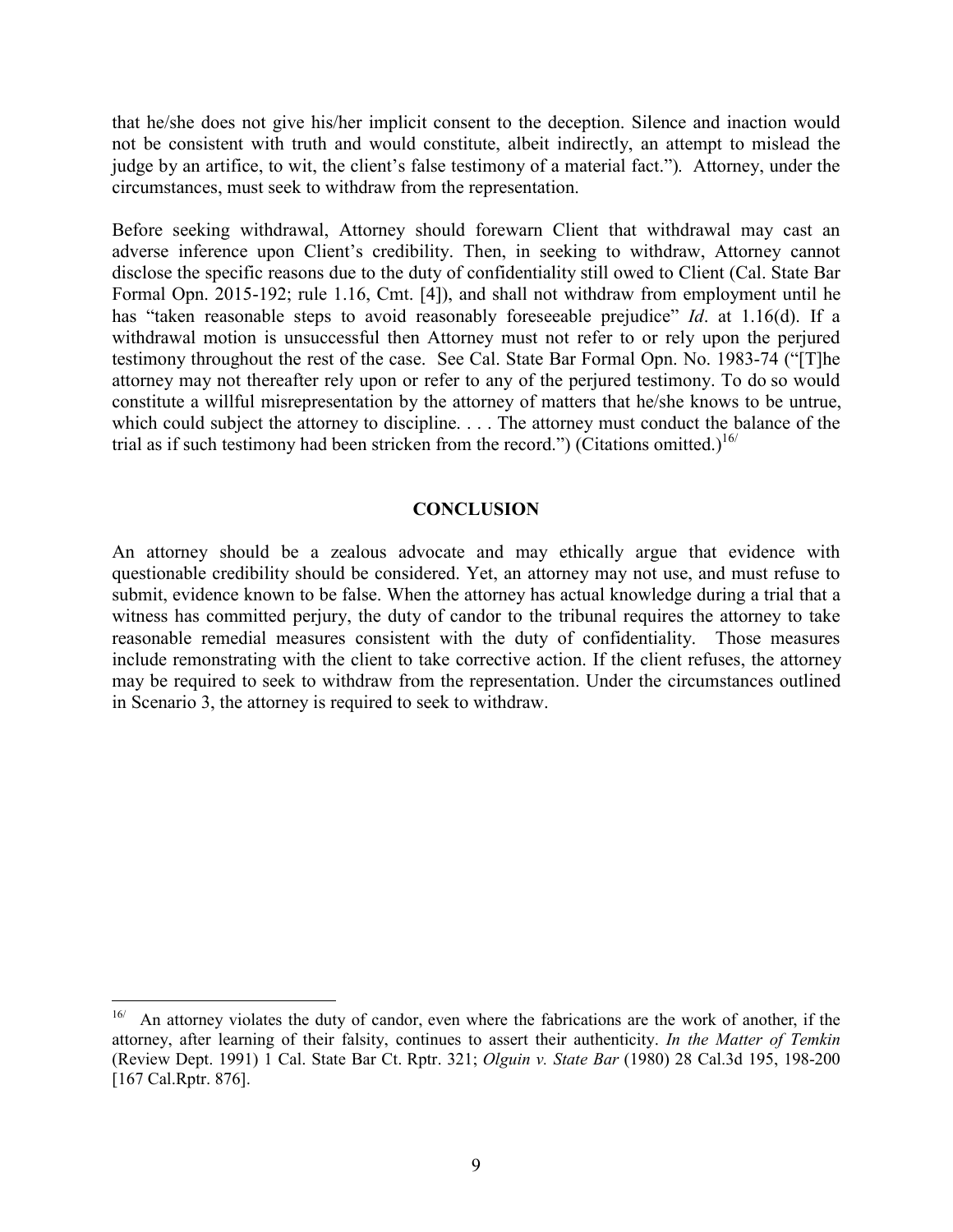that he/she does not give his/her implicit consent to the deception. Silence and inaction would not be consistent with truth and would constitute, albeit indirectly, an attempt to mislead the judge by an artifice, to wit, the client's false testimony of a material fact."). Attorney, under the circumstances, must seek to withdraw from the representation.

Before seeking withdrawal, Attorney should forewarn Client that withdrawal may cast an adverse inference upon Client's credibility. Then, in seeking to withdraw, Attorney cannot disclose the specific reasons due to the duty of confidentiality still owed to Client (Cal. State Bar Formal Opn. 2015-192; rule 1.16, Cmt. [4]), and shall not withdraw from employment until he has "taken reasonable steps to avoid reasonably foreseeable prejudice" *Id*. at 1.16(d). If a withdrawal motion is unsuccessful then Attorney must not refer to or rely upon the perjured testimony throughout the rest of the case. See Cal. State Bar Formal Opn. No. 1983-74 ("[T]he attorney may not thereafter rely upon or refer to any of the perjured testimony. To do so would constitute a willful misrepresentation by the attorney of matters that he/she knows to be untrue, which could subject the attorney to discipline. . . . The attorney must conduct the balance of the trial as if such testimony had been stricken from the record.") (Citations omitted.)[16/]

## CONCLUSION

An attorney should be a zealous advocate and may ethically argue that evidence with questionable credibility should be considered. Yet, an attorney may not use, and must refuse to submit, evidence known to be false. When the attorney has actual knowledge during a trial that a witness has committed perjury, the duty of candor to the tribunal requires the attorney to take reasonable remedial measures consistent with the duty of confidentiality. Those measures include remonstrating with the client to take corrective action. If the client refuses, the attorney may be required to seek to withdraw from the representation. Under the circumstances outlined in Scenario 3, the attorney is required to seek to withdraw.

---

[16/] An attorney violates the duty of candor, even where the fabrications are the work of another, if the attorney, after learning of their falsity, continues to assert their authenticity. *In the Matter of Temkin* (Review Dept. 1991) 1 Cal. State Bar Ct. Rptr. 321; *Olguin v. State Bar* (1980) 28 Cal.3d 195, 198-200 [167 Cal.Rptr. 876].